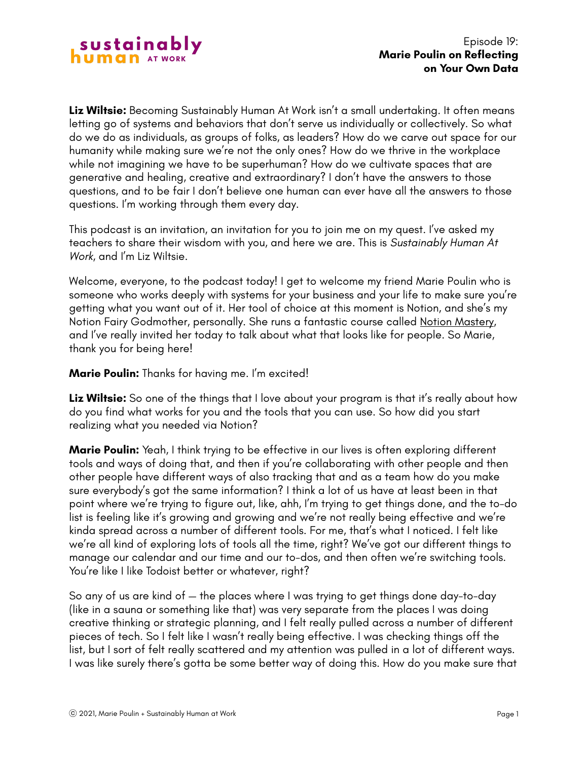Episode 19: **Marie Poulin on Reflecting on Your Own Data**

**Liz Wiltsie:** Becoming Sustainably Human At Work isn't a small undertaking. It often means letting go of systems and behaviors that don't serve us individually or collectively. So what do we do as individuals, as groups of folks, as leaders? How do we carve out space for our humanity while making sure we're not the only ones? How do we thrive in the workplace while not imagining we have to be superhuman? How do we cultivate spaces that are generative and healing, creative and extraordinary? I don't have the answers to those questions, and to be fair I don't believe one human can ever have all the answers to those questions. I'm working through them every day.

This podcast is an invitation, an invitation for you to join me on my quest. I've asked my teachers to share their wisdom with you, and here we are. This is *Sustainably Human At Work*, and I'm Liz Wiltsie.

Welcome, everyone, to the podcast today! I get to welcome my friend Marie Poulin who is someone who works deeply with systems for your business and your life to make sure you're getting what you want out of it. Her tool of choice at this moment is Notion, and she's my Notion Fairy Godmother, personally. She runs a fantastic course called Notion Mastery, and I've really invited her today to talk about what that looks like for people. So Marie, thank you for being here!

**Marie Poulin:** Thanks for having me. I'm excited!

**Liz Wiltsie:** So one of the things that I love about your program is that it's really about how do you find what works for you and the tools that you can use. So how did you start realizing what you needed via Notion?

**Marie Poulin:** Yeah, I think trying to be effective in our lives is often exploring different tools and ways of doing that, and then if you're collaborating with other people and then other people have different ways of also tracking that and as a team how do you make sure everybody's got the same information? I think a lot of us have at least been in that point where we're trying to figure out, like, ahh, I'm trying to get things done, and the to-do list is feeling like it's growing and growing and we're not really being effective and we're kinda spread across a number of different tools. For me, that's what I noticed. I felt like we're all kind of exploring lots of tools all the time, right? We've got our different things to manage our calendar and our time and our to-dos, and then often we're switching tools. You're like I like Todoist better or whatever, right?

So any of us are kind of — the places where I was trying to get things done day-to-day (like in a sauna or something like that) was very separate from the places I was doing creative thinking or strategic planning, and I felt really pulled across a number of different pieces of tech. So I felt like I wasn't really being effective. I was checking things off the list, but I sort of felt really scattered and my attention was pulled in a lot of different ways. I was like surely there's gotta be some better way of doing this. How do you make sure that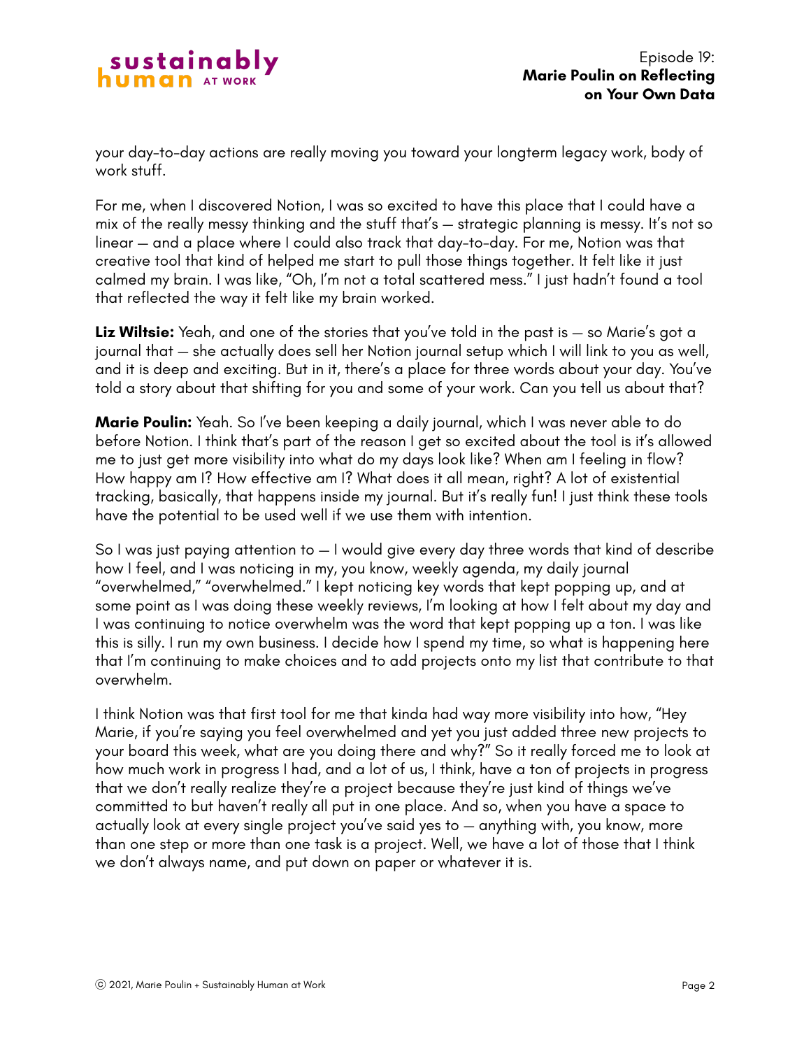your day-to-day actions are really moving you toward your longterm legacy work, body of work stuff.

For me, when I discovered Notion, I was so excited to have this place that I could have a mix of the really messy thinking and the stuff that's — strategic planning is messy. It's not so linear — and a place where I could also track that day-to-day. For me, Notion was that creative tool that kind of helped me start to pull those things together. It felt like it just calmed my brain. I was like, "Oh, I'm not a total scattered mess." I just hadn't found a tool that reflected the way it felt like my brain worked.

**Liz Wiltsie:** Yeah, and one of the stories that you've told in the past is — so Marie's got a journal that — she actually does sell her Notion journal setup which I will link to you as well, and it is deep and exciting. But in it, there's a place for three words about your day. You've told a story about that shifting for you and some of your work. Can you tell us about that?

**Marie Poulin:** Yeah. So I've been keeping a daily journal, which I was never able to do before Notion. I think that's part of the reason I get so excited about the tool is it's allowed me to just get more visibility into what do my days look like? When am I feeling in flow? How happy am I? How effective am I? What does it all mean, right? A lot of existential tracking, basically, that happens inside my journal. But it's really fun! I just think these tools have the potential to be used well if we use them with intention.

So I was just paying attention to — I would give every day three words that kind of describe how I feel, and I was noticing in my, you know, weekly agenda, my daily journal "overwhelmed," "overwhelmed." I kept noticing key words that kept popping up, and at some point as I was doing these weekly reviews, I'm looking at how I felt about my day and I was continuing to notice overwhelm was the word that kept popping up a ton. I was like this is silly. I run my own business. I decide how I spend my time, so what is happening here that I'm continuing to make choices and to add projects onto my list that contribute to that overwhelm.

I think Notion was that first tool for me that kinda had way more visibility into how, "Hey Marie, if you're saying you feel overwhelmed and yet you just added three new projects to your board this week, what are you doing there and why?" So it really forced me to look at how much work in progress I had, and a lot of us, I think, have a ton of projects in progress that we don't really realize they're a project because they're just kind of things we've committed to but haven't really all put in one place. And so, when you have a space to actually look at every single project you've said yes to — anything with, you know, more than one step or more than one task is a project. Well, we have a lot of those that I think we don't always name, and put down on paper or whatever it is.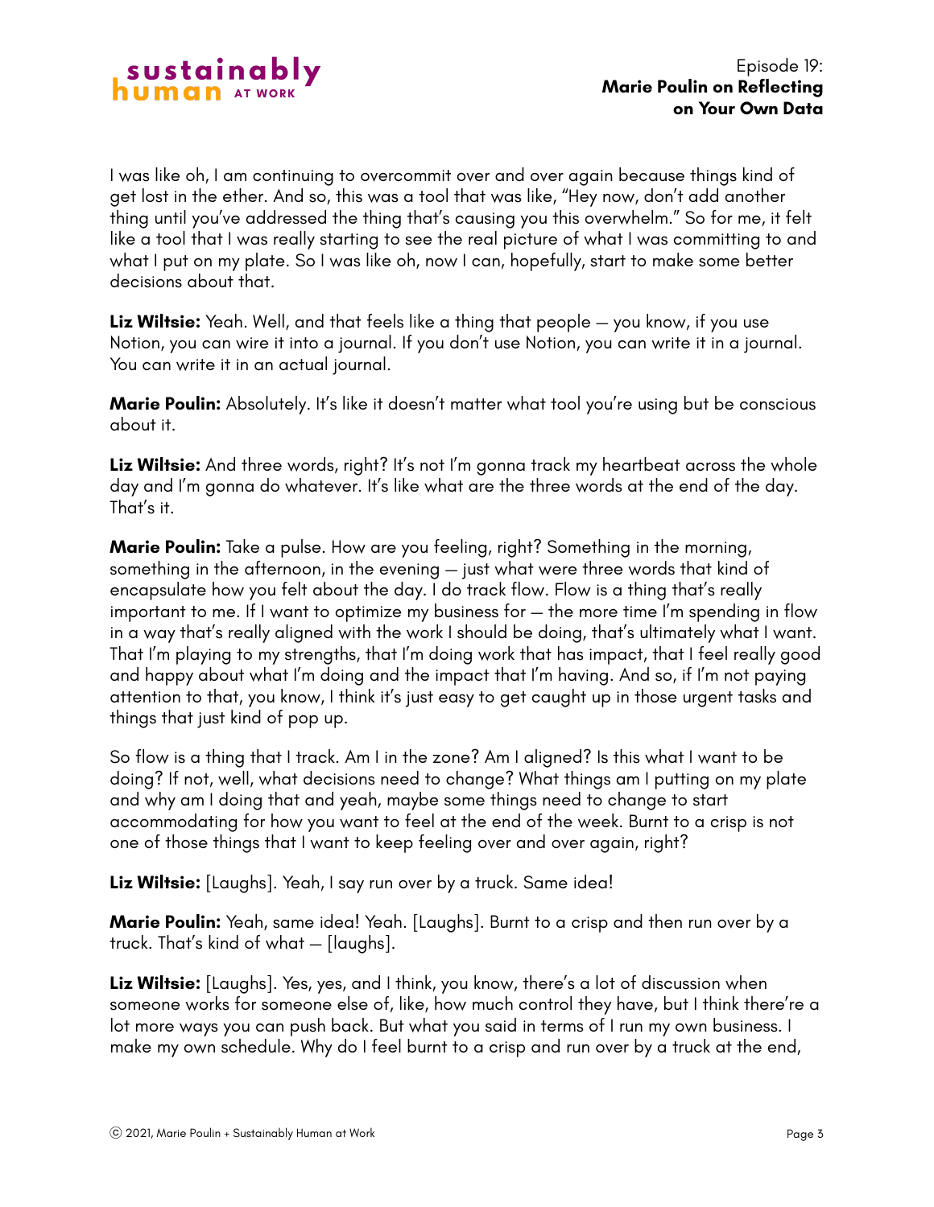I was like oh, I am continuing to overcommit over and over again because things kind of get lost in the ether. And so, this was a tool that was like, "Hey now, don't add another thing until you've addressed the thing that's causing you this overwhelm." So for me, it felt like a tool that I was really starting to see the real picture of what I was committing to and what I put on my plate. So I was like oh, now I can, hopefully, start to make some better decisions about that.

**Liz Wiltsie:** Yeah. Well, and that feels like a thing that people — you know, if you use Notion, you can wire it into a journal. If you don't use Notion, you can write it in a journal. You can write it in an actual journal.

**Marie Poulin:** Absolutely. It's like it doesn't matter what tool you're using but be conscious about it.

**Liz Wiltsie:** And three words, right? It's not I'm gonna track my heartbeat across the whole day and I'm gonna do whatever. It's like what are the three words at the end of the day. That's it.

**Marie Poulin:** Take a pulse. How are you feeling, right? Something in the morning, something in the afternoon, in the evening — just what were three words that kind of encapsulate how you felt about the day. I do track flow. Flow is a thing that's really important to me. If I want to optimize my business for — the more time I'm spending in flow in a way that's really aligned with the work I should be doing, that's ultimately what I want. That I'm playing to my strengths, that I'm doing work that has impact, that I feel really good and happy about what I'm doing and the impact that I'm having. And so, if I'm not paying attention to that, you know, I think it's just easy to get caught up in those urgent tasks and things that just kind of pop up.

So flow is a thing that I track. Am I in the zone? Am I aligned? Is this what I want to be doing? If not, well, what decisions need to change? What things am I putting on my plate and why am I doing that and yeah, maybe some things need to change to start accommodating for how you want to feel at the end of the week. Burnt to a crisp is not one of those things that I want to keep feeling over and over again, right?

**Liz Wiltsie:** [Laughs]. Yeah, I say run over by a truck. Same idea!

**Marie Poulin:** Yeah, same idea! Yeah. [Laughs]. Burnt to a crisp and then run over by a truck. That's kind of what — [laughs].

**Liz Wiltsie:** [Laughs]. Yes, yes, and I think, you know, there's a lot of discussion when someone works for someone else of, like, how much control they have, but I think there're a lot more ways you can push back. But what you said in terms of I run my own business. I make my own schedule. Why do I feel burnt to a crisp and run over by a truck at the end,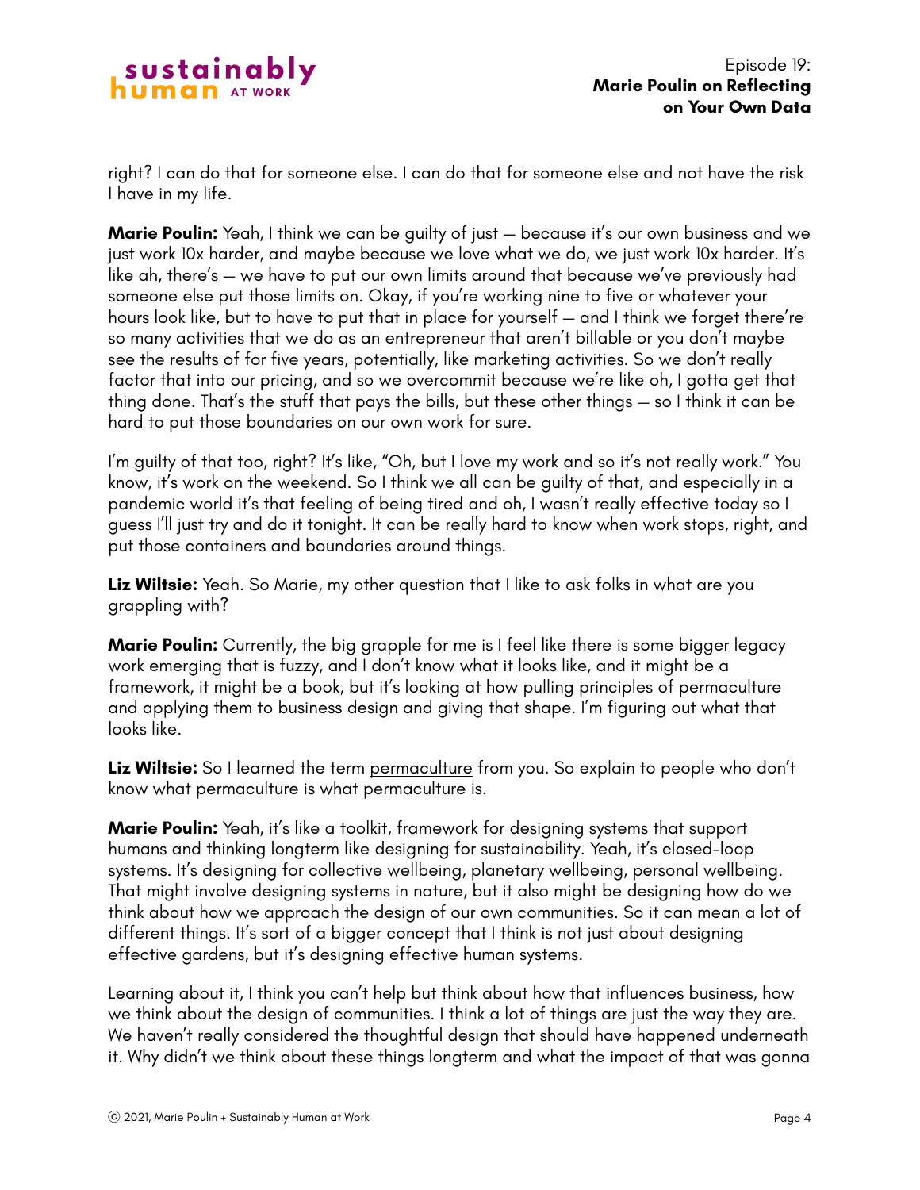right? I can do that for someone else. I can do that for someone else and not have the risk I have in my life.

**Marie Poulin:** Yeah, I think we can be guilty of just — because it's our own business and we just work 10x harder, and maybe because we love what we do, we just work 10x harder. It's like ah, there's — we have to put our own limits around that because we've previously had someone else put those limits on. Okay, if you're working nine to five or whatever your hours look like, but to have to put that in place for yourself — and I think we forget there're so many activities that we do as an entrepreneur that aren't billable or you don't maybe see the results of for five years, potentially, like marketing activities. So we don't really factor that into our pricing, and so we overcommit because we're like oh, I gotta get that thing done. That's the stuff that pays the bills, but these other things — so I think it can be hard to put those boundaries on our own work for sure.

I'm guilty of that too, right? It's like, "Oh, but I love my work and so it's not really work." You know, it's work on the weekend. So I think we all can be guilty of that, and especially in a pandemic world it's that feeling of being tired and oh, I wasn't really effective today so I guess I'll just try and do it tonight. It can be really hard to know when work stops, right, and put those containers and boundaries around things.

**Liz Wiltsie:** Yeah. So Marie, my other question that I like to ask folks in what are you grappling with?

**Marie Poulin:** Currently, the big grapple for me is I feel like there is some bigger legacy work emerging that is fuzzy, and I don't know what it looks like, and it might be a framework, it might be a book, but it's looking at how pulling principles of permaculture and applying them to business design and giving that shape. I'm figuring out what that looks like.

**Liz Wiltsie:** So I learned the term permaculture from you. So explain to people who don't know what permaculture is what permaculture is.

**Marie Poulin:** Yeah, it's like a toolkit, framework for designing systems that support humans and thinking longterm like designing for sustainability. Yeah, it's closed-loop systems. It's designing for collective wellbeing, planetary wellbeing, personal wellbeing. That might involve designing systems in nature, but it also might be designing how do we think about how we approach the design of our own communities. So it can mean a lot of different things. It's sort of a bigger concept that I think is not just about designing effective gardens, but it's designing effective human systems.

Learning about it, I think you can't help but think about how that influences business, how we think about the design of communities. I think a lot of things are just the way they are. We haven't really considered the thoughtful design that should have happened underneath it. Why didn't we think about these things longterm and what the impact of that was gonna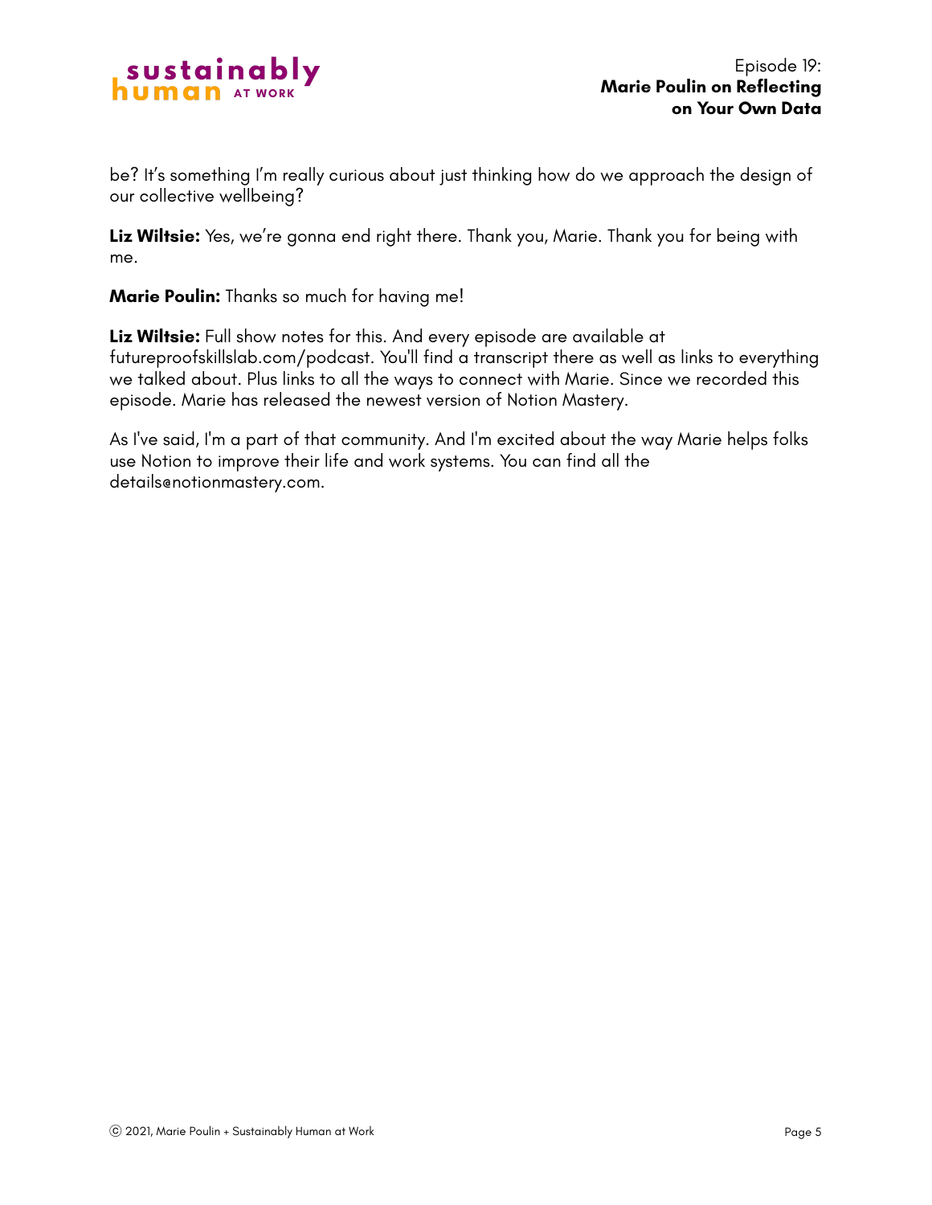be? It's something I'm really curious about just thinking how do we approach the design of our collective wellbeing?

**Liz Wiltsie:** Yes, we're gonna end right there. Thank you, Marie. Thank you for being with me.

**Marie Poulin:** Thanks so much for having me!

**Liz Wiltsie:** Full show notes for this. And every episode are available at futureproofskillslab.com/podcast. You'll find a transcript there as well as links to everything we talked about. Plus links to all the ways to connect with Marie. Since we recorded this episode. Marie has released the newest version of Notion Mastery.

As I've said, I'm a part of that community. And I'm excited about the way Marie helps folks use Notion to improve their life and work systems. You can find all the details@notionmastery.com.